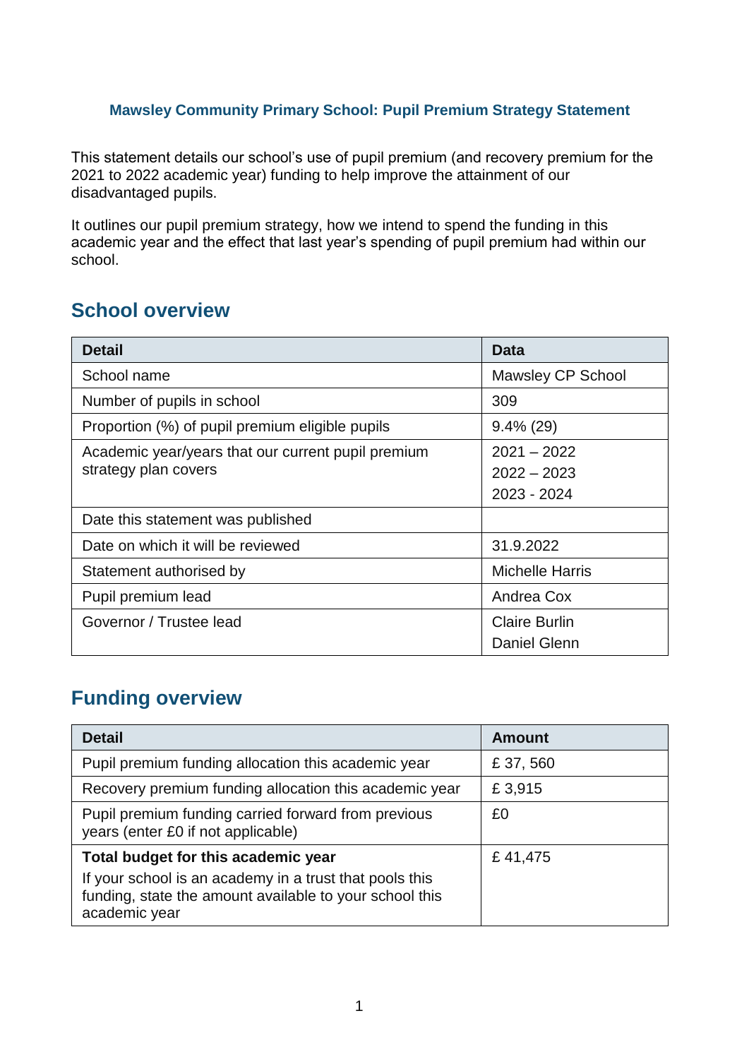# Mawsley Community Primary School: Pupil Premium Strategy Statement

This statement details our school's use of pupil premium (and recovery premium for the 2021 to 2022 academic year) funding to help improve the attainment of our disadvantaged pupils.

It outlines our pupil premium strategy, how we intend to spend the funding in this academic year and the effect that last year's spending of pupil premium had within our school.

## School overview

| Detail | Data |
| --- | --- |
| School name | Mawsley CP School |
| Number of pupils in school | 309 |
| Proportion (%) of pupil premium eligible pupils | 9.4% (29) |
| Academic year/years that our current pupil premium strategy plan covers | 2021 – 2022<br>2022 – 2023<br>2023 - 2024 |
| Date this statement was published | |
| Date on which it will be reviewed | 31.9.2022 |
| Statement authorised by | Michelle Harris |
| Pupil premium lead | Andrea Cox |
| Governor / Trustee lead | Claire Burlin<br>Daniel Glenn |

## Funding overview

| Detail | Amount |
| --- | --- |
| Pupil premium funding allocation this academic year | £ 37, 560 |
| Recovery premium funding allocation this academic year | £ 3,915 |
| Pupil premium funding carried forward from previous years (enter £0 if not applicable) | £0 |
| **Total budget for this academic year**<br>If your school is an academy in a trust that pools this funding, state the amount available to your school this academic year | £ 41,475 |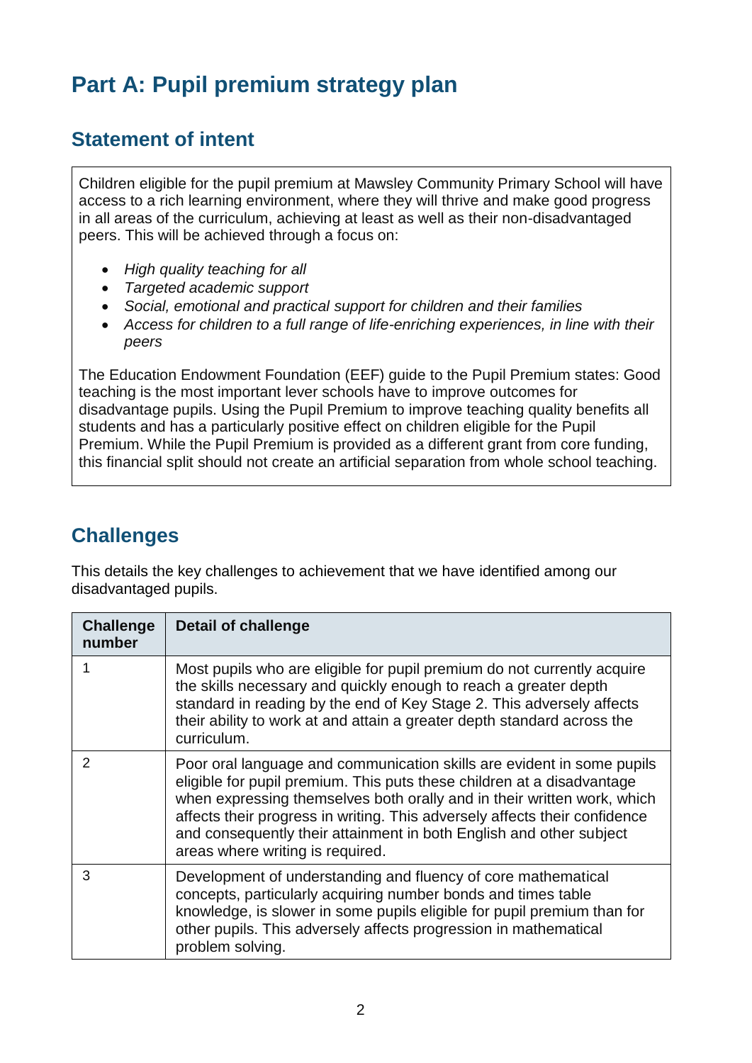# Part A: Pupil premium strategy plan

## Statement of intent

Children eligible for the pupil premium at Mawsley Community Primary School will have access to a rich learning environment, where they will thrive and make good progress in all areas of the curriculum, achieving at least as well as their non-disadvantaged peers. This will be achieved through a focus on:

- *High quality teaching for all*
- *Targeted academic support*
- *Social, emotional and practical support for children and their families*
- *Access for children to a full range of life-enriching experiences, in line with their peers*

The Education Endowment Foundation (EEF) guide to the Pupil Premium states: Good teaching is the most important lever schools have to improve outcomes for disadvantage pupils. Using the Pupil Premium to improve teaching quality benefits all students and has a particularly positive effect on children eligible for the Pupil Premium. While the Pupil Premium is provided as a different grant from core funding, this financial split should not create an artificial separation from whole school teaching.

## Challenges

This details the key challenges to achievement that we have identified among our disadvantaged pupils.

| Challenge number | Detail of challenge |
|---|---|
| 1 | Most pupils who are eligible for pupil premium do not currently acquire the skills necessary and quickly enough to reach a greater depth standard in reading by the end of Key Stage 2. This adversely affects their ability to work at and attain a greater depth standard across the curriculum. |
| 2 | Poor oral language and communication skills are evident in some pupils eligible for pupil premium. This puts these children at a disadvantage when expressing themselves both orally and in their written work, which affects their progress in writing. This adversely affects their confidence and consequently their attainment in both English and other subject areas where writing is required. |
| 3 | Development of understanding and fluency of core mathematical concepts, particularly acquiring number bonds and times table knowledge, is slower in some pupils eligible for pupil premium than for other pupils. This adversely affects progression in mathematical problem solving. |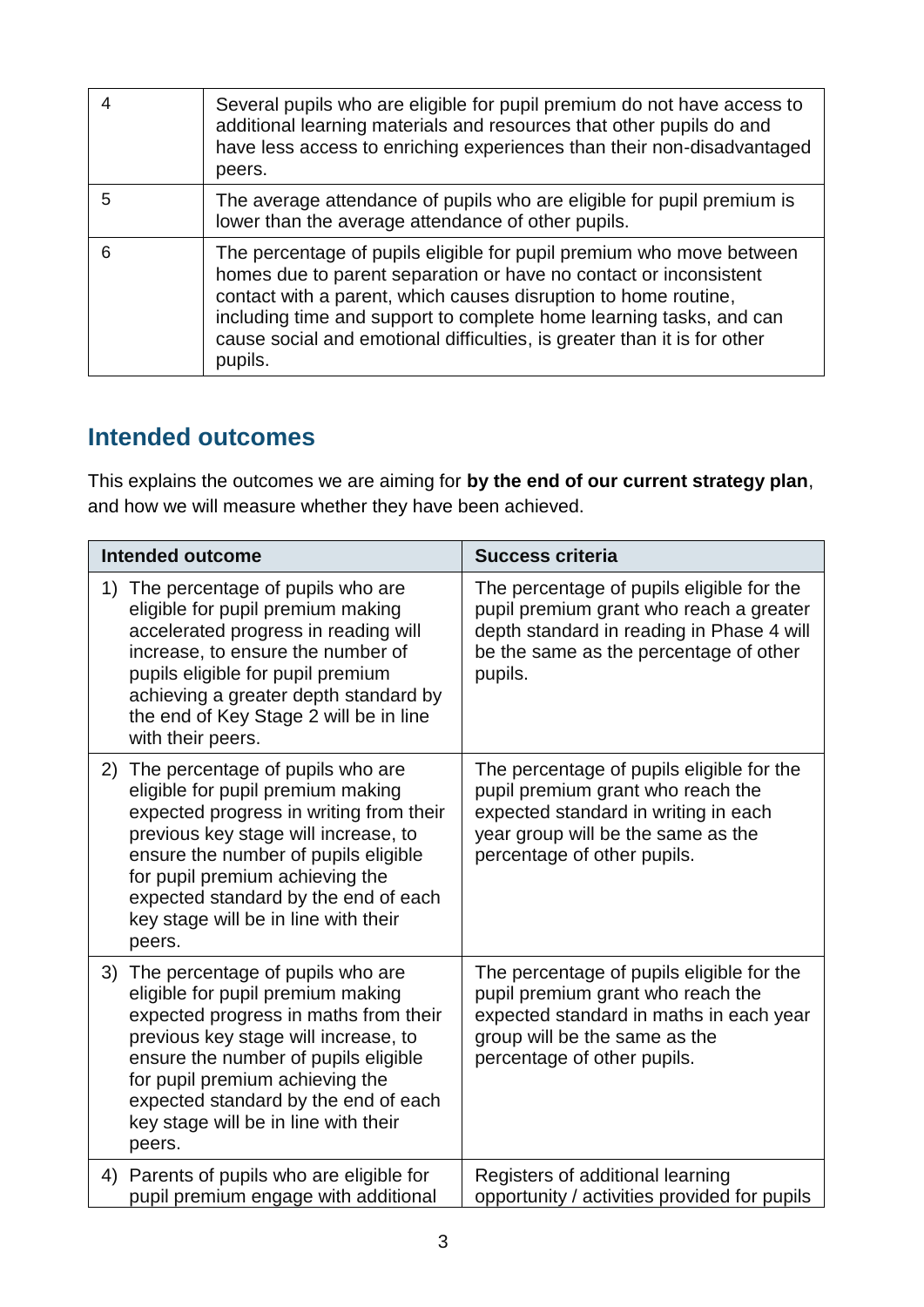| | |
|---|---|
| 4 | Several pupils who are eligible for pupil premium do not have access to additional learning materials and resources that other pupils do and have less access to enriching experiences than their non-disadvantaged peers. |
| 5 | The average attendance of pupils who are eligible for pupil premium is lower than the average attendance of other pupils. |
| 6 | The percentage of pupils eligible for pupil premium who move between homes due to parent separation or have no contact or inconsistent contact with a parent, which causes disruption to home routine, including time and support to complete home learning tasks, and can cause social and emotional difficulties, is greater than it is for other pupils. |

## Intended outcomes

This explains the outcomes we are aiming for **by the end of our current strategy plan**, and how we will measure whether they have been achieved.

| Intended outcome | Success criteria |
|---|---|
| 1) The percentage of pupils who are eligible for pupil premium making accelerated progress in reading will increase, to ensure the number of pupils eligible for pupil premium achieving a greater depth standard by the end of Key Stage 2 will be in line with their peers. | The percentage of pupils eligible for the pupil premium grant who reach a greater depth standard in reading in Phase 4 will be the same as the percentage of other pupils. |
| 2) The percentage of pupils who are eligible for pupil premium making expected progress in writing from their previous key stage will increase, to ensure the number of pupils eligible for pupil premium achieving the expected standard by the end of each key stage will be in line with their peers. | The percentage of pupils eligible for the pupil premium grant who reach the expected standard in writing in each year group will be the same as the percentage of other pupils. |
| 3) The percentage of pupils who are eligible for pupil premium making expected progress in maths from their previous key stage will increase, to ensure the number of pupils eligible for pupil premium achieving the expected standard by the end of each key stage will be in line with their peers. | The percentage of pupils eligible for the pupil premium grant who reach the expected standard in maths in each year group will be the same as the percentage of other pupils. |
| 4) Parents of pupils who are eligible for pupil premium engage with additional | Registers of additional learning opportunity / activities provided for pupils |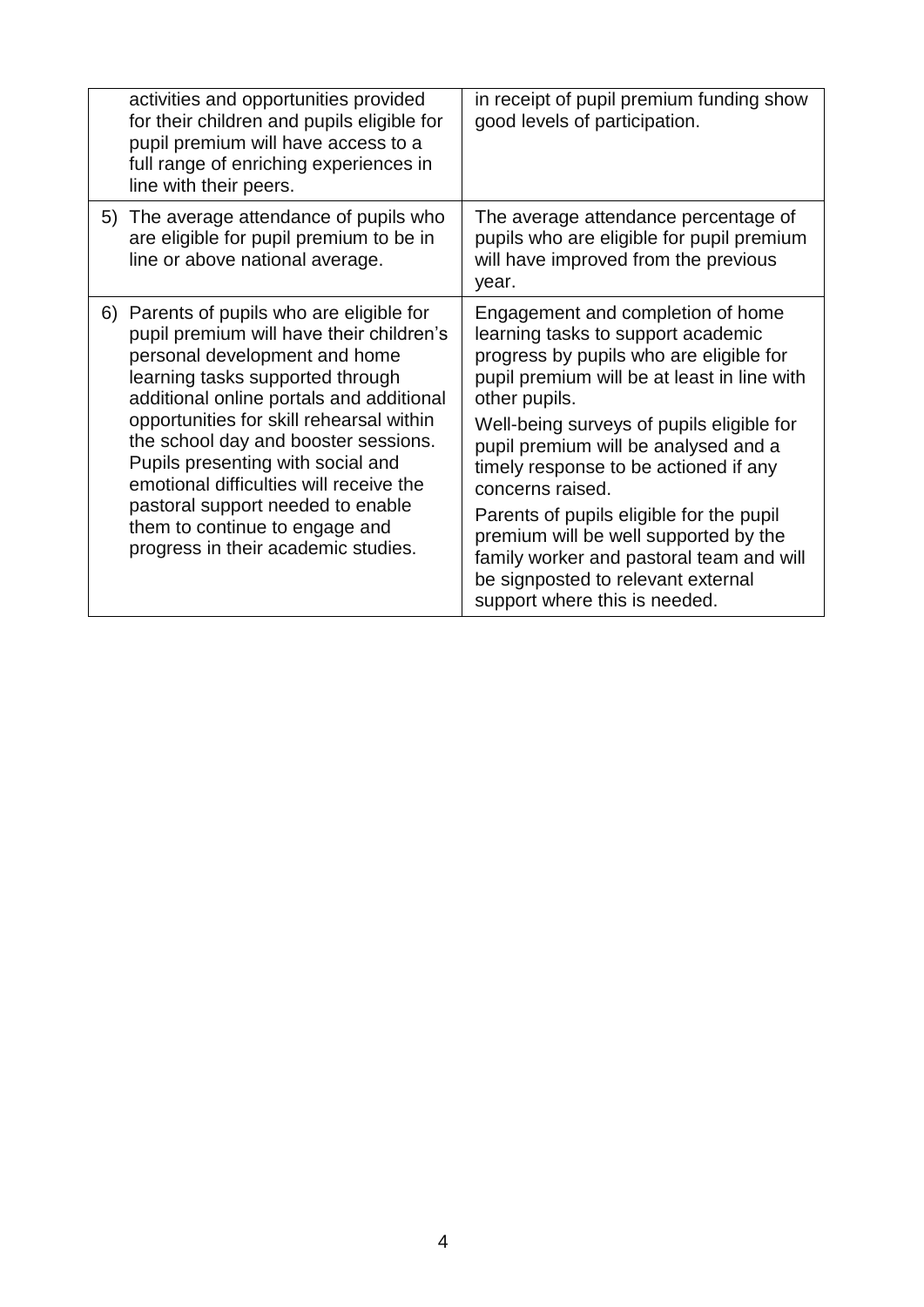| | |
|---|---|
| activities and opportunities provided for their children and pupils eligible for pupil premium will have access to a full range of enriching experiences in line with their peers. | in receipt of pupil premium funding show good levels of participation. |
| 5) The average attendance of pupils who are eligible for pupil premium to be in line or above national average. | The average attendance percentage of pupils who are eligible for pupil premium will have improved from the previous year. |
| 6) Parents of pupils who are eligible for pupil premium will have their children's personal development and home learning tasks supported through additional online portals and additional opportunities for skill rehearsal within the school day and booster sessions. Pupils presenting with social and emotional difficulties will receive the pastoral support needed to enable them to continue to engage and progress in their academic studies. | Engagement and completion of home learning tasks to support academic progress by pupils who are eligible for pupil premium will be at least in line with other pupils.<br><br>Well-being surveys of pupils eligible for pupil premium will be analysed and a timely response to be actioned if any concerns raised.<br><br>Parents of pupils eligible for the pupil premium will be well supported by the family worker and pastoral team and will be signposted to relevant external support where this is needed. |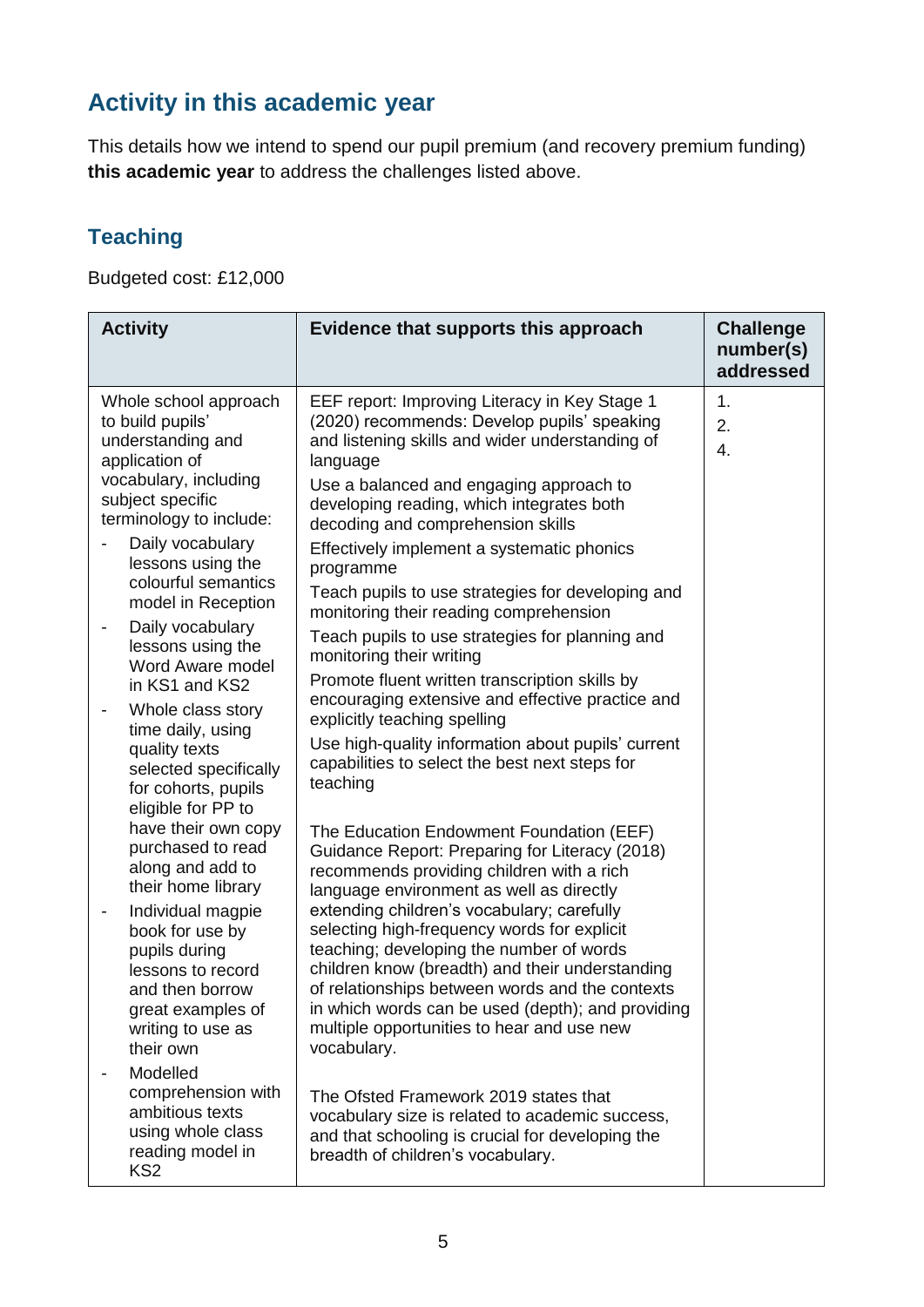## Activity in this academic year

This details how we intend to spend our pupil premium (and recovery premium funding) **this academic year** to address the challenges listed above.

### Teaching

Budgeted cost: £12,000

| Activity | Evidence that supports this approach | Challenge number(s) addressed |
|---|---|---|
| Whole school approach to build pupils' understanding and application of vocabulary, including subject specific terminology to include:<br>- Daily vocabulary lessons using the colourful semantics model in Reception<br>- Daily vocabulary lessons using the Word Aware model in KS1 and KS2<br>- Whole class story time daily, using quality texts selected specifically for cohorts, pupils eligible for PP to have their own copy purchased to read along and add to their home library<br>- Individual magpie book for use by pupils during lessons to record and then borrow great examples of writing to use as their own<br>- Modelled comprehension with ambitious texts using whole class reading model in KS2 | EEF report: Improving Literacy in Key Stage 1 (2020) recommends: Develop pupils' speaking and listening skills and wider understanding of language<br>Use a balanced and engaging approach to developing reading, which integrates both decoding and comprehension skills<br>Effectively implement a systematic phonics programme<br>Teach pupils to use strategies for developing and monitoring their reading comprehension<br>Teach pupils to use strategies for planning and monitoring their writing<br>Promote fluent written transcription skills by encouraging extensive and effective practice and explicitly teaching spelling<br>Use high-quality information about pupils' current capabilities to select the best next steps for teaching<br><br>The Education Endowment Foundation (EEF) Guidance Report: Preparing for Literacy (2018) recommends providing children with a rich language environment as well as directly extending children's vocabulary; carefully selecting high-frequency words for explicit teaching; developing the number of words children know (breadth) and their understanding of relationships between words and the contexts in which words can be used (depth); and providing multiple opportunities to hear and use new vocabulary.<br><br>The Ofsted Framework 2019 states that vocabulary size is related to academic success, and that schooling is crucial for developing the breadth of children's vocabulary. | 1.<br>2.<br>4. |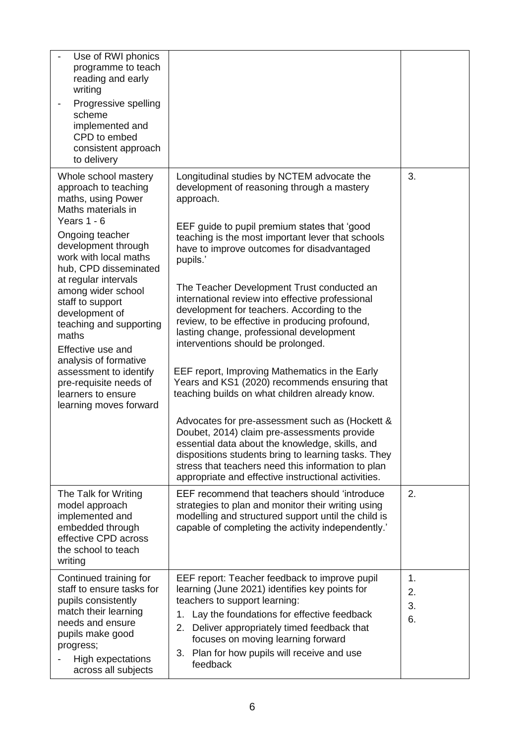| | | |
|---|---|---|
| - Use of RWI phonics programme to teach reading and early writing<br>- Progressive spelling scheme implemented and CPD to embed consistent approach to delivery | | |
| Whole school mastery approach to teaching maths, using Power Maths materials in Years 1 - 6<br><br>Ongoing teacher development through work with local maths hub, CPD disseminated at regular intervals among wider school staff to support development of teaching and supporting maths<br><br>Effective use and analysis of formative assessment to identify pre-requisite needs of learners to ensure learning moves forward | Longitudinal studies by NCTEM advocate the development of reasoning through a mastery approach.<br><br>EEF guide to pupil premium states that 'good teaching is the most important lever that schools have to improve outcomes for disadvantaged pupils.'<br><br>The Teacher Development Trust conducted an international review into effective professional development for teachers. According to the review, to be effective in producing profound, lasting change, professional development interventions should be prolonged.<br><br>EEF report, Improving Mathematics in the Early Years and KS1 (2020) recommends ensuring that teaching builds on what children already know.<br><br>Advocates for pre-assessment such as (Hockett & Doubet, 2014) claim pre-assessments provide essential data about the knowledge, skills, and dispositions students bring to learning tasks. They stress that teachers need this information to plan appropriate and effective instructional activities. | 3. |
| The Talk for Writing model approach implemented and embedded through effective CPD across the school to teach writing | EEF recommend that teachers should 'introduce strategies to plan and monitor their writing using modelling and structured support until the child is capable of completing the activity independently.' | 2. |
| Continued training for staff to ensure tasks for pupils consistently match their learning needs and ensure pupils make good progress;<br>- High expectations across all subjects | EEF report: Teacher feedback to improve pupil learning (June 2021) identifies key points for teachers to support learning:<br>1. Lay the foundations for effective feedback<br>2. Deliver appropriately timed feedback that focuses on moving learning forward<br>3. Plan for how pupils will receive and use feedback | 1.<br>2.<br>3.<br>6. |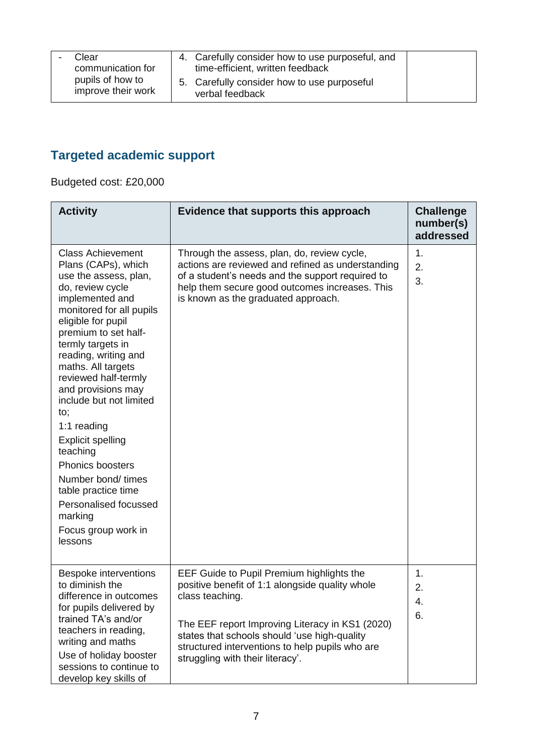| | | |
|---|---|---|
| - Clear communication for pupils of how to improve their work | 4. Carefully consider how to use purposeful, and time-efficient, written feedback<br>5. Carefully consider how to use purposeful verbal feedback | |

## Targeted academic support

Budgeted cost: £20,000

| Activity | Evidence that supports this approach | Challenge number(s) addressed |
|---|---|---|
| Class Achievement Plans (CAPs), which use the assess, plan, do, review cycle implemented and monitored for all pupils eligible for pupil premium to set half-termly targets in reading, writing and maths. All targets reviewed half-termly and provisions may include but not limited to;<br>1:1 reading<br>Explicit spelling teaching<br>Phonics boosters<br>Number bond/ times table practice time<br>Personalised focussed marking<br>Focus group work in lessons | Through the assess, plan, do, review cycle, actions are reviewed and refined as understanding of a student's needs and the support required to help them secure good outcomes increases. This is known as the graduated approach. | 1.<br>2.<br>3. |
| Bespoke interventions to diminish the difference in outcomes for pupils delivered by trained TA's and/or teachers in reading, writing and maths<br>Use of holiday booster sessions to continue to develop key skills of | EEF Guide to Pupil Premium highlights the positive benefit of 1:1 alongside quality whole class teaching.<br><br>The EEF report Improving Literacy in KS1 (2020) states that schools should 'use high-quality structured interventions to help pupils who are struggling with their literacy'. | 1.<br>2.<br>4.<br>6. |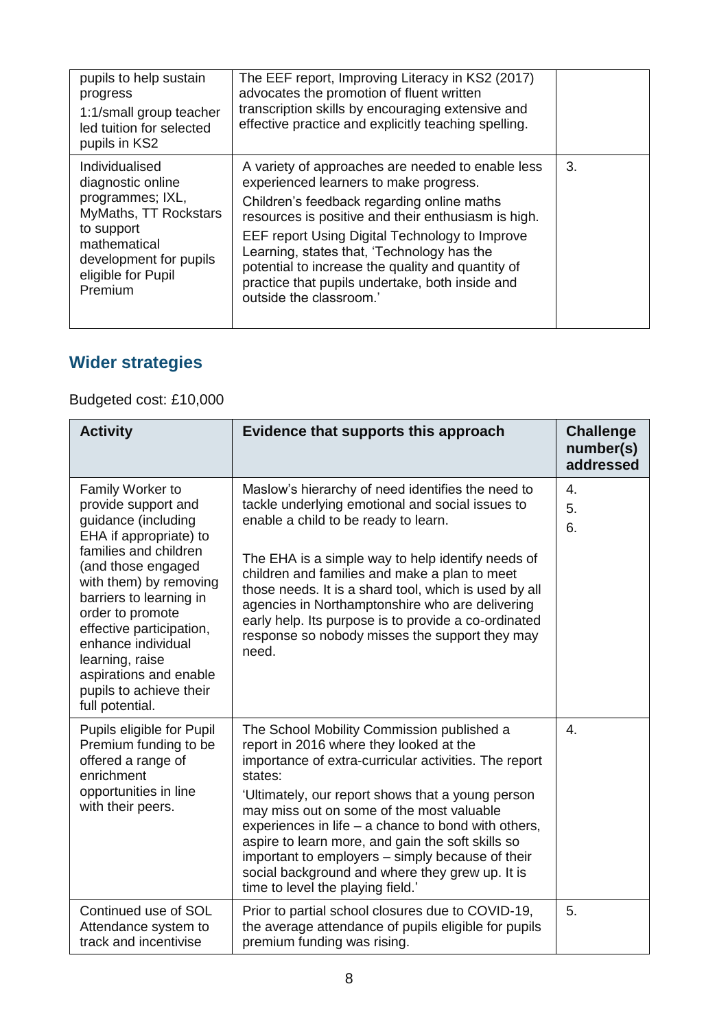| | | |
|---|---|---|
| pupils to help sustain progress<br>1:1/small group teacher led tuition for selected pupils in KS2 | The EEF report, Improving Literacy in KS2 (2017) advocates the promotion of fluent written transcription skills by encouraging extensive and effective practice and explicitly teaching spelling. | |
| Individualised diagnostic online programmes; IXL, MyMaths, TT Rockstars to support mathematical development for pupils eligible for Pupil Premium | A variety of approaches are needed to enable less experienced learners to make progress.<br>Children's feedback regarding online maths resources is positive and their enthusiasm is high.<br>EEF report Using Digital Technology to Improve Learning, states that, 'Technology has the potential to increase the quality and quantity of practice that pupils undertake, both inside and outside the classroom.' | 3. |

## Wider strategies

Budgeted cost: £10,000

| Activity | Evidence that supports this approach | Challenge number(s) addressed |
|---|---|---|
| Family Worker to provide support and guidance (including EHA if appropriate) to families and children (and those engaged with them) by removing barriers to learning in order to promote effective participation, enhance individual learning, raise aspirations and enable pupils to achieve their full potential. | Maslow's hierarchy of need identifies the need to tackle underlying emotional and social issues to enable a child to be ready to learn.<br><br>The EHA is a simple way to help identify needs of children and families and make a plan to meet those needs. It is a shard tool, which is used by all agencies in Northamptonshire who are delivering early help. Its purpose is to provide a co-ordinated response so nobody misses the support they may need. | 4.<br>5.<br>6. |
| Pupils eligible for Pupil Premium funding to be offered a range of enrichment opportunities in line with their peers. | The School Mobility Commission published a report in 2016 where they looked at the importance of extra-curricular activities. The report states:<br>'Ultimately, our report shows that a young person may miss out on some of the most valuable experiences in life – a chance to bond with others, aspire to learn more, and gain the soft skills so important to employers – simply because of their social background and where they grew up. It is time to level the playing field.' | 4. |
| Continued use of SOL Attendance system to track and incentivise | Prior to partial school closures due to COVID-19, the average attendance of pupils eligible for pupils premium funding was rising. | 5. |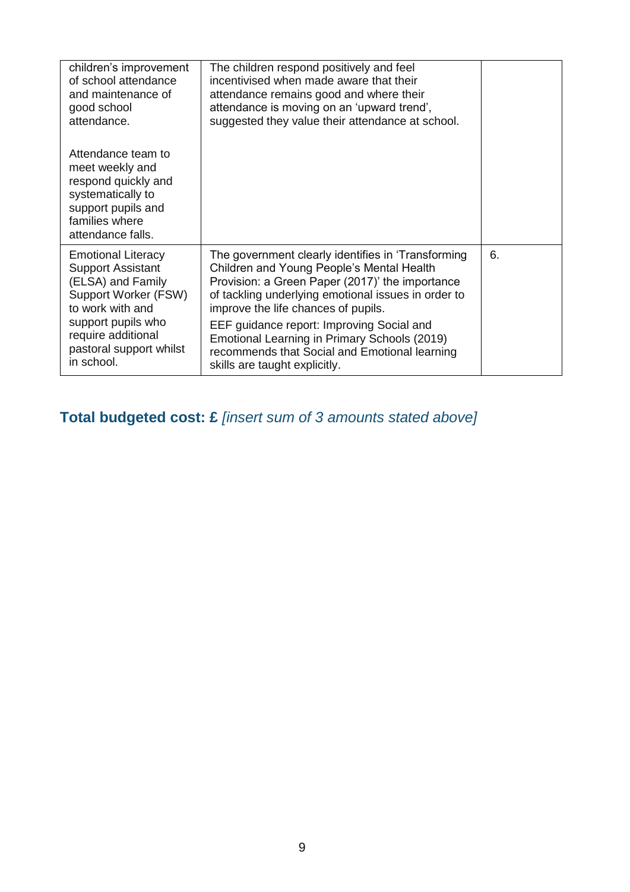| | | |
|---|---|---|
| children's improvement of school attendance and maintenance of good school attendance.<br><br>Attendance team to meet weekly and respond quickly and systematically to support pupils and families where attendance falls. | The children respond positively and feel incentivised when made aware that their attendance remains good and where their attendance is moving on an 'upward trend', suggested they value their attendance at school. | |
| Emotional Literacy Support Assistant (ELSA) and Family Support Worker (FSW) to work with and support pupils who require additional pastoral support whilst in school. | The government clearly identifies in 'Transforming Children and Young People's Mental Health Provision: a Green Paper (2017)' the importance of tackling underlying emotional issues in order to improve the life chances of pupils.<br><br>EEF guidance report: Improving Social and Emotional Learning in Primary Schools (2019) recommends that Social and Emotional learning skills are taught explicitly. | 6. |

## **Total budgeted cost: £** *[insert sum of 3 amounts stated above]*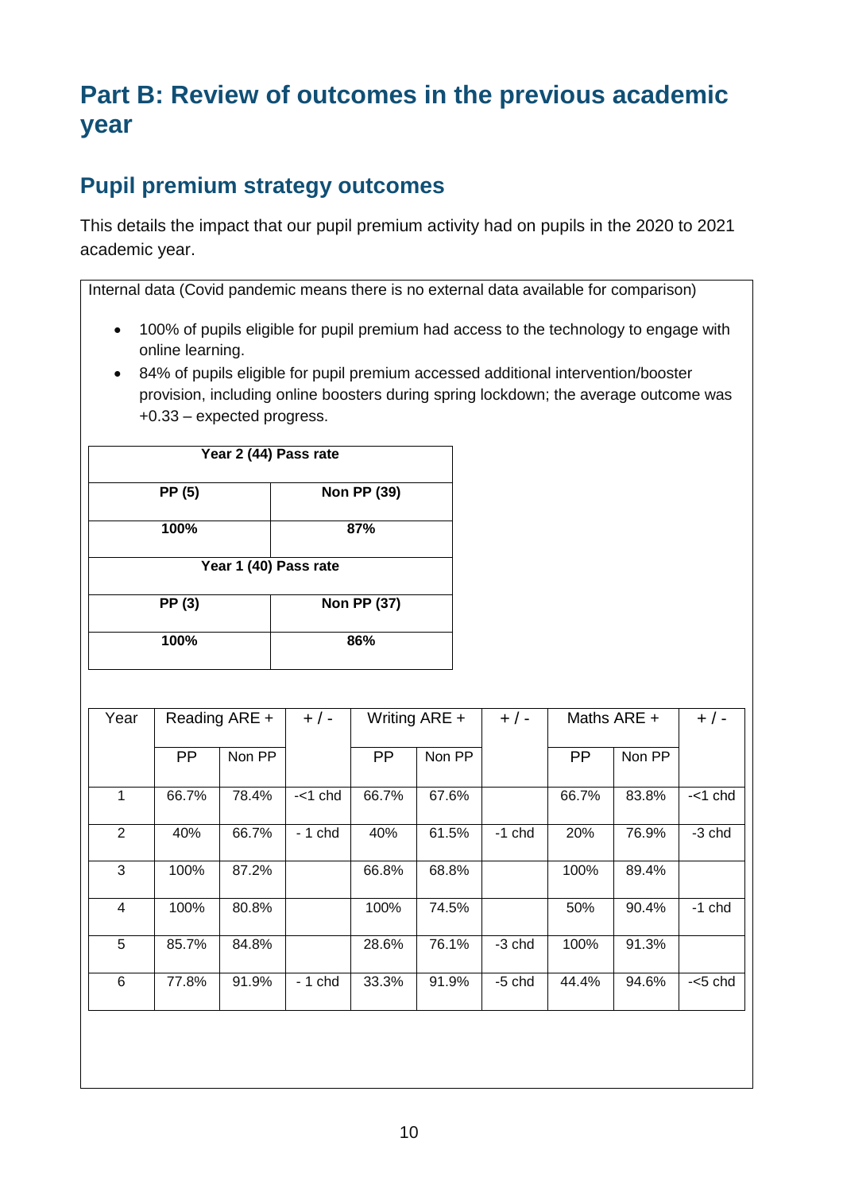# Part B: Review of outcomes in the previous academic year

## Pupil premium strategy outcomes

This details the impact that our pupil premium activity had on pupils in the 2020 to 2021 academic year.

Internal data (Covid pandemic means there is no external data available for comparison)

- 100% of pupils eligible for pupil premium had access to the technology to engage with online learning.
- 84% of pupils eligible for pupil premium accessed additional intervention/booster provision, including online boosters during spring lockdown; the average outcome was +0.33 – expected progress.

| **Year 2 (44) Pass rate** | |
|---|---|
| **PP (5)** | **Non PP (39)** |
| **100%** | **87%** |
| **Year 1 (40) Pass rate** | |
| **PP (3)** | **Non PP (37)** |
| **100%** | **86%** |

| Year | Reading ARE + | | + / - | Writing ARE + | | + / - | Maths ARE + | | + / - |
|---|---|---|---|---|---|---|---|---|---|
| | PP | Non PP | | PP | Non PP | | PP | Non PP | |
| 1 | 66.7% | 78.4% | -<1 chd | 66.7% | 67.6% | | 66.7% | 83.8% | -<1 chd |
| 2 | 40% | 66.7% | - 1 chd | 40% | 61.5% | -1 chd | 20% | 76.9% | -3 chd |
| 3 | 100% | 87.2% | | 66.8% | 68.8% | | 100% | 89.4% | |
| 4 | 100% | 80.8% | | 100% | 74.5% | | 50% | 90.4% | -1 chd |
| 5 | 85.7% | 84.8% | | 28.6% | 76.1% | -3 chd | 100% | 91.3% | |
| 6 | 77.8% | 91.9% | - 1 chd | 33.3% | 91.9% | -5 chd | 44.4% | 94.6% | -<5 chd |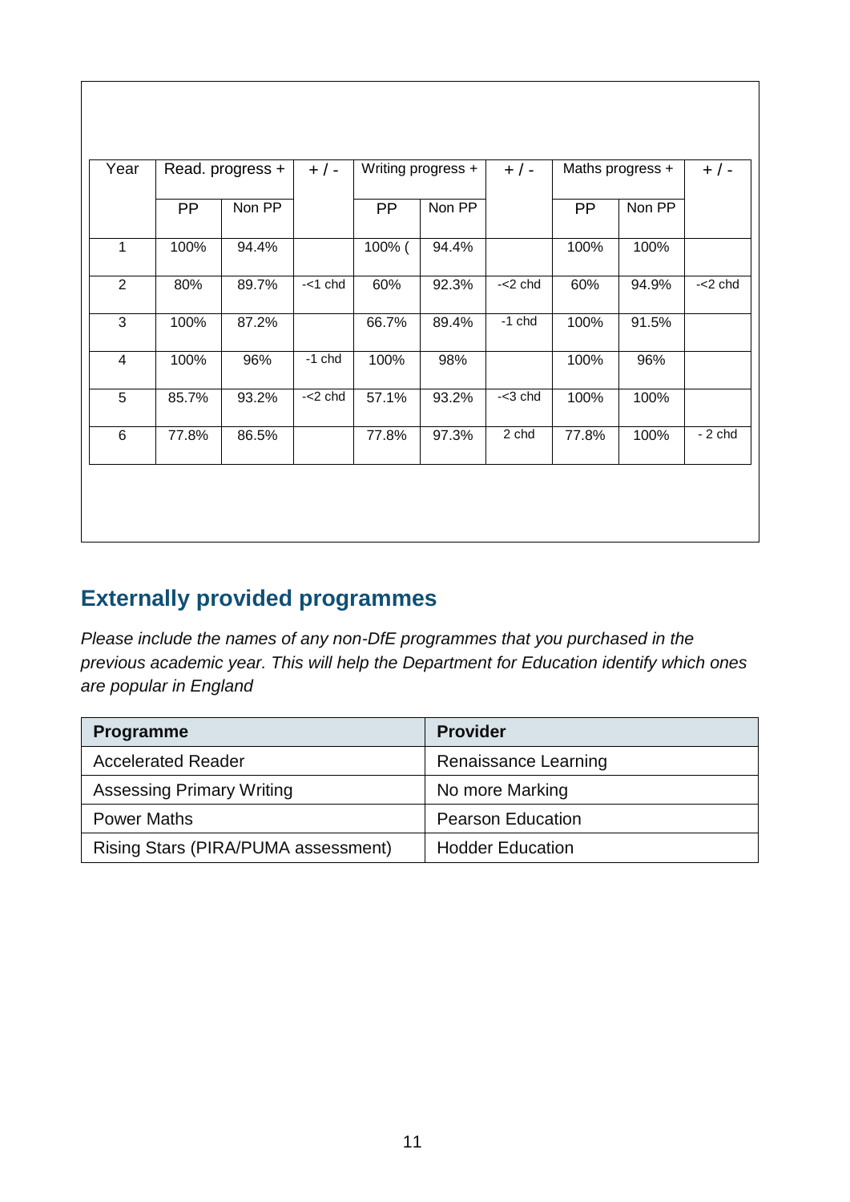| Year | Read. progress + | | + / - | Writing progress + | | + / - | Maths progress + | | + / - |
|---|---|---|---|---|---|---|---|---|---|
| | PP | Non PP | | PP | Non PP | | PP | Non PP | |
| 1 | 100% | 94.4% | | 100% ( | 94.4% | | 100% | 100% | |
| 2 | 80% | 89.7% | -<1 chd | 60% | 92.3% | -<2 chd | 60% | 94.9% | -<2 chd |
| 3 | 100% | 87.2% | | 66.7% | 89.4% | -1 chd | 100% | 91.5% | |
| 4 | 100% | 96% | -1 chd | 100% | 98% | | 100% | 96% | |
| 5 | 85.7% | 93.2% | -<2 chd | 57.1% | 93.2% | -<3 chd | 100% | 100% | |
| 6 | 77.8% | 86.5% | | 77.8% | 97.3% | 2 chd | 77.8% | 100% | - 2 chd |

## Externally provided programmes

*Please include the names of any non-DfE programmes that you purchased in the previous academic year. This will help the Department for Education identify which ones are popular in England*

| Programme | Provider |
|---|---|
| Accelerated Reader | Renaissance Learning |
| Assessing Primary Writing | No more Marking |
| Power Maths | Pearson Education |
| Rising Stars (PIRA/PUMA assessment) | Hodder Education |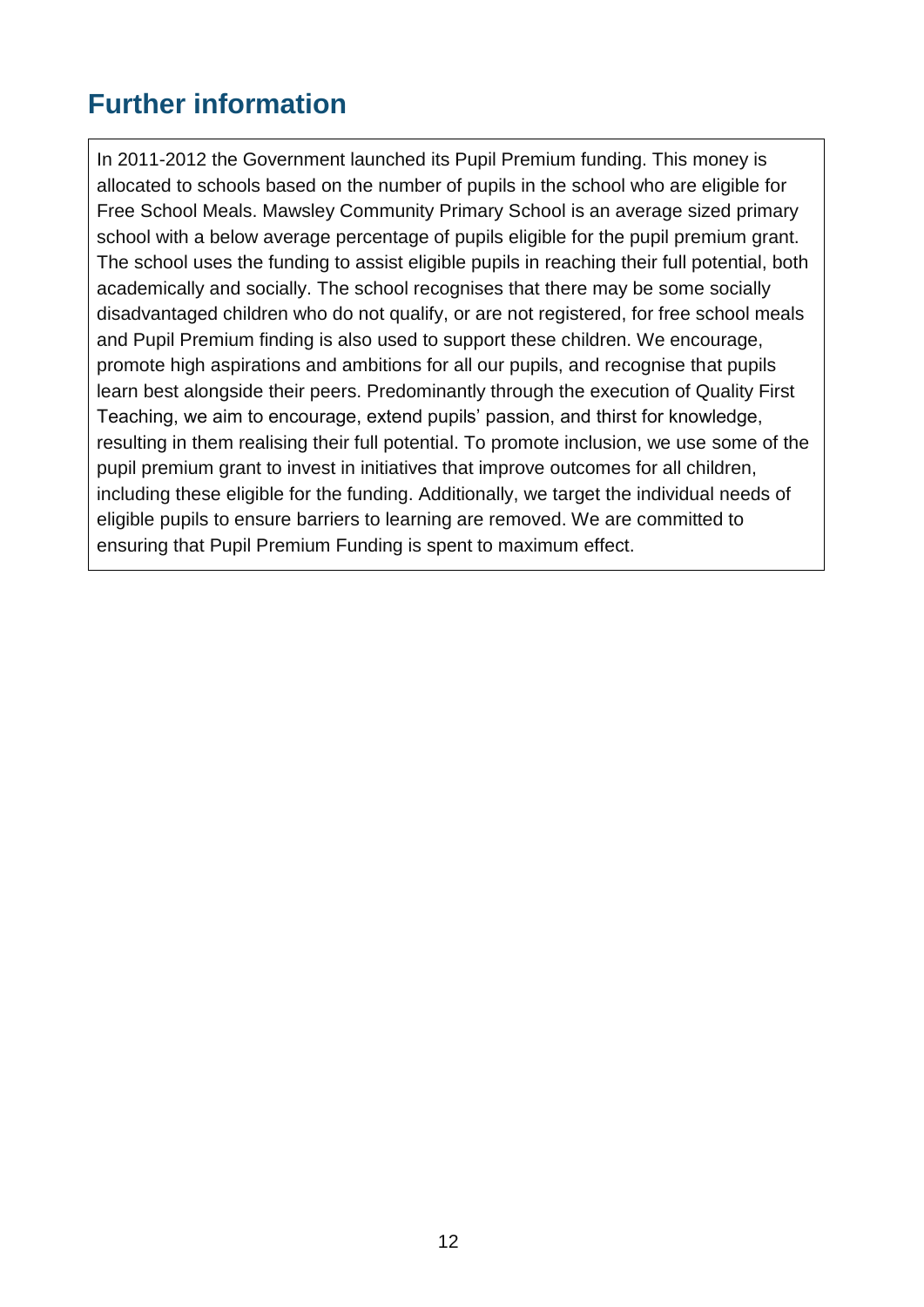## Further information

In 2011-2012 the Government launched its Pupil Premium funding. This money is allocated to schools based on the number of pupils in the school who are eligible for Free School Meals. Mawsley Community Primary School is an average sized primary school with a below average percentage of pupils eligible for the pupil premium grant. The school uses the funding to assist eligible pupils in reaching their full potential, both academically and socially. The school recognises that there may be some socially disadvantaged children who do not qualify, or are not registered, for free school meals and Pupil Premium finding is also used to support these children. We encourage, promote high aspirations and ambitions for all our pupils, and recognise that pupils learn best alongside their peers. Predominantly through the execution of Quality First Teaching, we aim to encourage, extend pupils' passion, and thirst for knowledge, resulting in them realising their full potential. To promote inclusion, we use some of the pupil premium grant to invest in initiatives that improve outcomes for all children, including these eligible for the funding. Additionally, we target the individual needs of eligible pupils to ensure barriers to learning are removed. We are committed to ensuring that Pupil Premium Funding is spent to maximum effect.